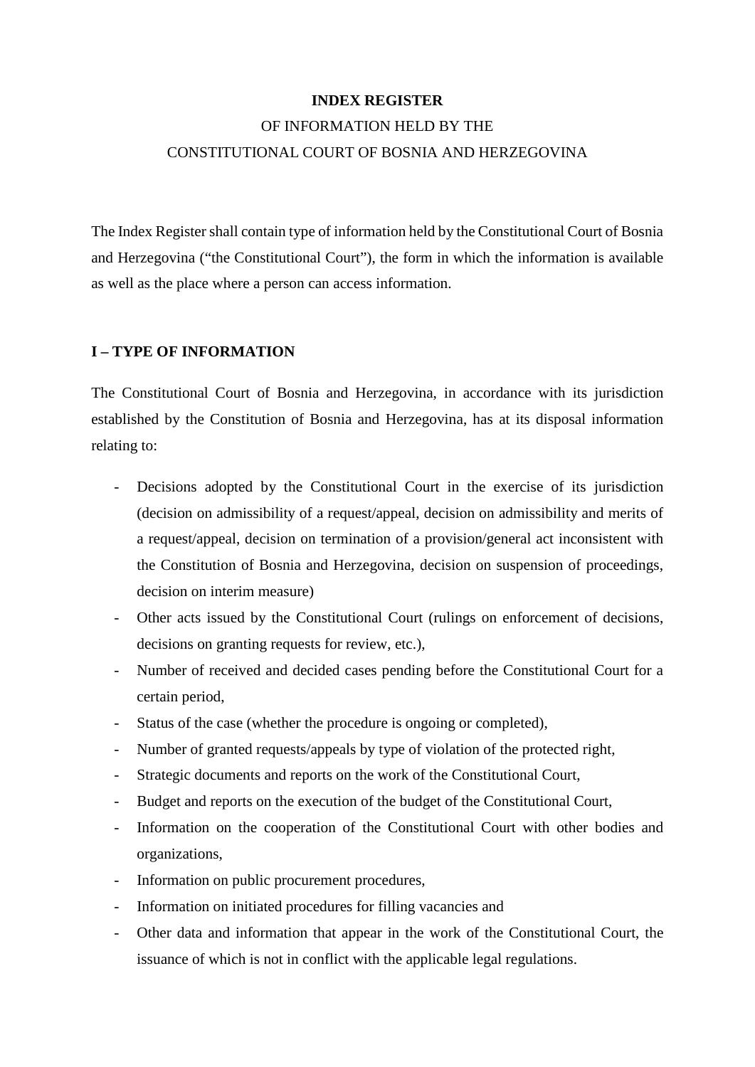**INDEX REGISTER**

OF INFORMATION HELD BY THE

CONSTITUTIONAL COURT OF BOSNIA AND HERZEGOVINA

The Index Register shall contain type of information held by the Constitutional Court of Bosnia and Herzegovina ("the Constitutional Court"), the form in which the information is available as well as the place where a person can access information.

## I – TYPE OF INFORMATION

The Constitutional Court of Bosnia and Herzegovina, in accordance with its jurisdiction established by the Constitution of Bosnia and Herzegovina, has at its disposal information relating to:

- Decisions adopted by the Constitutional Court in the exercise of its jurisdiction (decision on admissibility of a request/appeal, decision on admissibility and merits of a request/appeal, decision on termination of a provision/general act inconsistent with the Constitution of Bosnia and Herzegovina, decision on suspension of proceedings, decision on interim measure)
- Other acts issued by the Constitutional Court (rulings on enforcement of decisions, decisions on granting requests for review, etc.),
- Number of received and decided cases pending before the Constitutional Court for a certain period,
- Status of the case (whether the procedure is ongoing or completed),
- Number of granted requests/appeals by type of violation of the protected right,
- Strategic documents and reports on the work of the Constitutional Court,
- Budget and reports on the execution of the budget of the Constitutional Court,
- Information on the cooperation of the Constitutional Court with other bodies and organizations,
- Information on public procurement procedures,
- Information on initiated procedures for filling vacancies and
- Other data and information that appear in the work of the Constitutional Court, the issuance of which is not in conflict with the applicable legal regulations.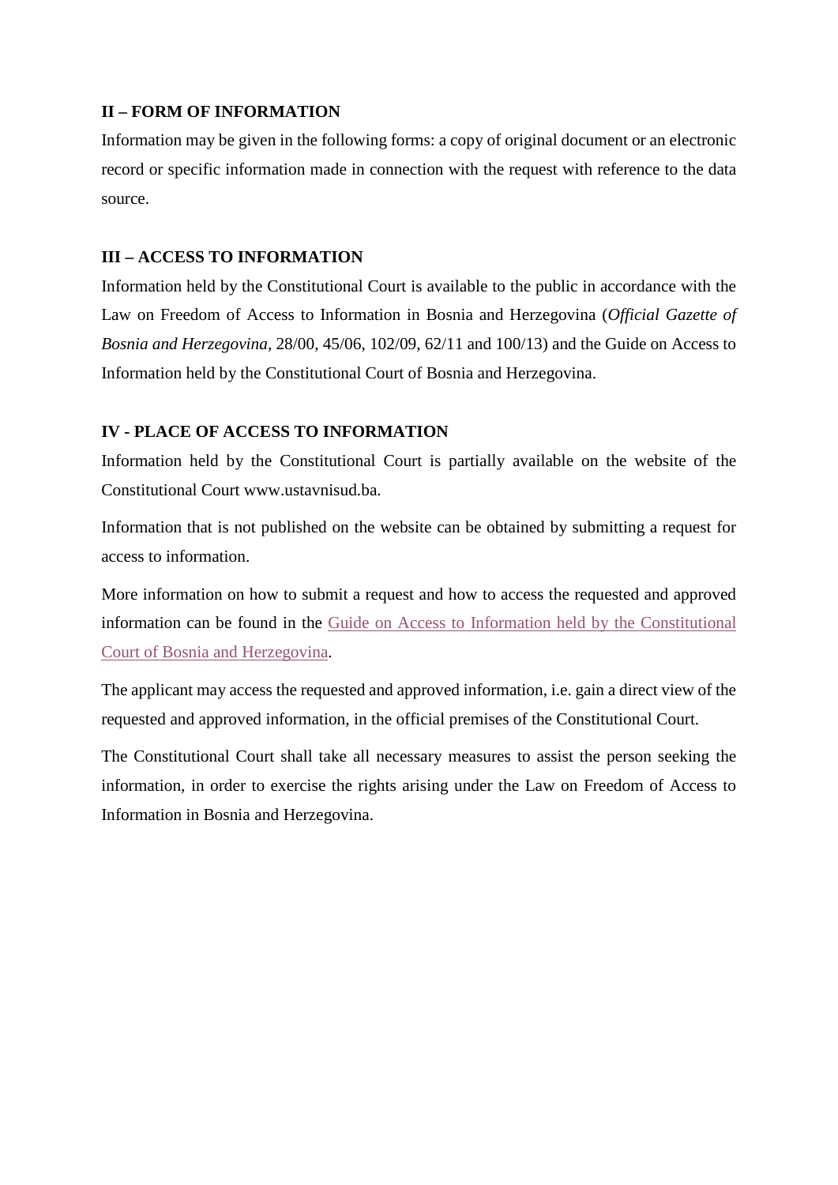## II – FORM OF INFORMATION

Information may be given in the following forms: a copy of original document or an electronic record or specific information made in connection with the request with reference to the data source.

## III – ACCESS TO INFORMATION

Information held by the Constitutional Court is available to the public in accordance with the Law on Freedom of Access to Information in Bosnia and Herzegovina (*Official Gazette of Bosnia and Herzegovina*, 28/00, 45/06, 102/09, 62/11 and 100/13) and the Guide on Access to Information held by the Constitutional Court of Bosnia and Herzegovina.

## IV - PLACE OF ACCESS TO INFORMATION

Information held by the Constitutional Court is partially available on the website of the Constitutional Court www.ustavnisud.ba.

Information that is not published on the website can be obtained by submitting a request for access to information.

More information on how to submit a request and how to access the requested and approved information can be found in the Guide on Access to Information held by the Constitutional Court of Bosnia and Herzegovina.

The applicant may access the requested and approved information, i.e. gain a direct view of the requested and approved information, in the official premises of the Constitutional Court.

The Constitutional Court shall take all necessary measures to assist the person seeking the information, in order to exercise the rights arising under the Law on Freedom of Access to Information in Bosnia and Herzegovina.